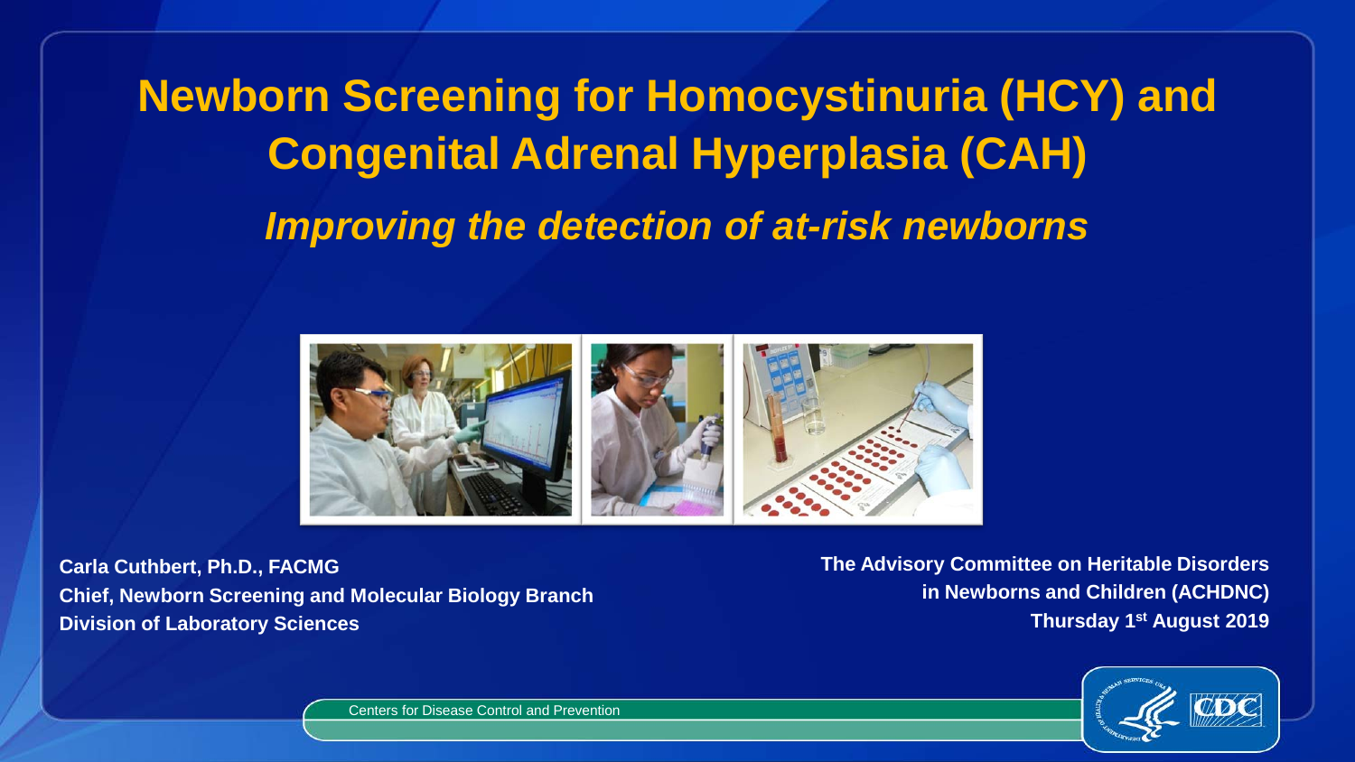# Newborn Screening for Homocystinuria (HCY) and Congenital Adrenal Hyperplasia (CAH)

## *Improving the detection of at-risk newborns*

**Carla Cuthbert, Ph.D., FACMG**
**Chief, Newborn Screening and Molecular Biology Branch**
**Division of Laboratory Sciences**

**The Advisory Committee on Heritable Disorders in Newborns and Children (ACHDNC)**
**Thursday 1st August 2019**

Centers for Disease Control and Prevention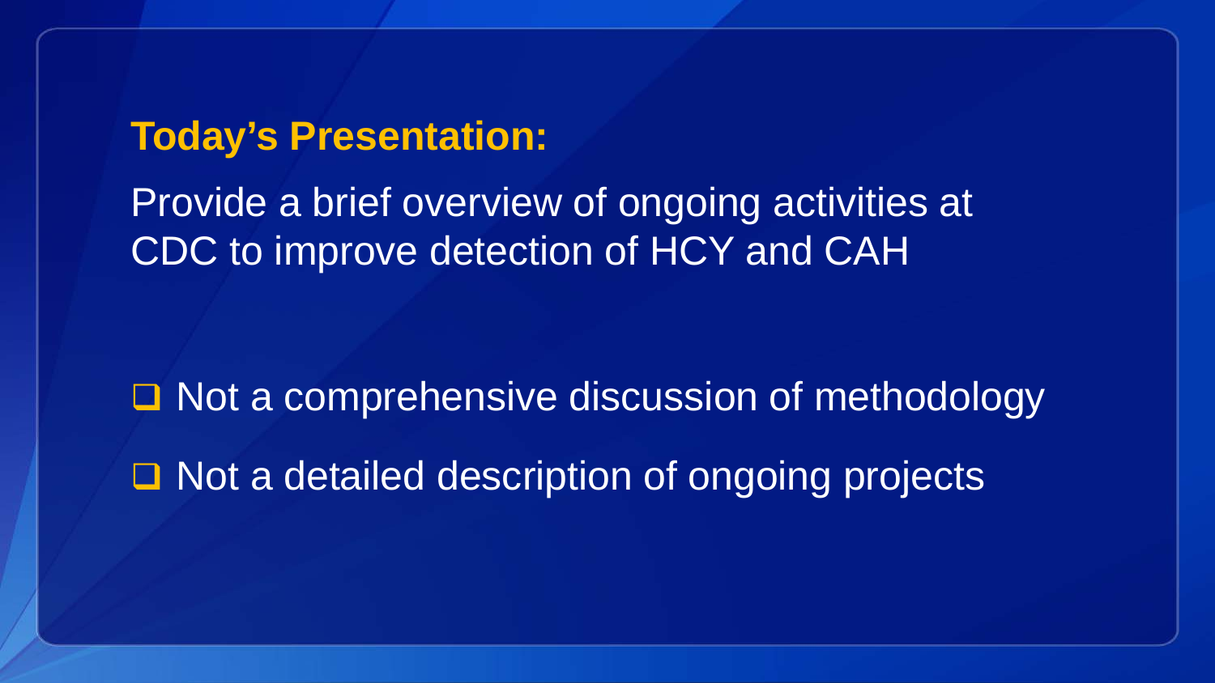## Today's Presentation:

Provide a brief overview of ongoing activities at CDC to improve detection of HCY and CAH

- Not a comprehensive discussion of methodology
- Not a detailed description of ongoing projects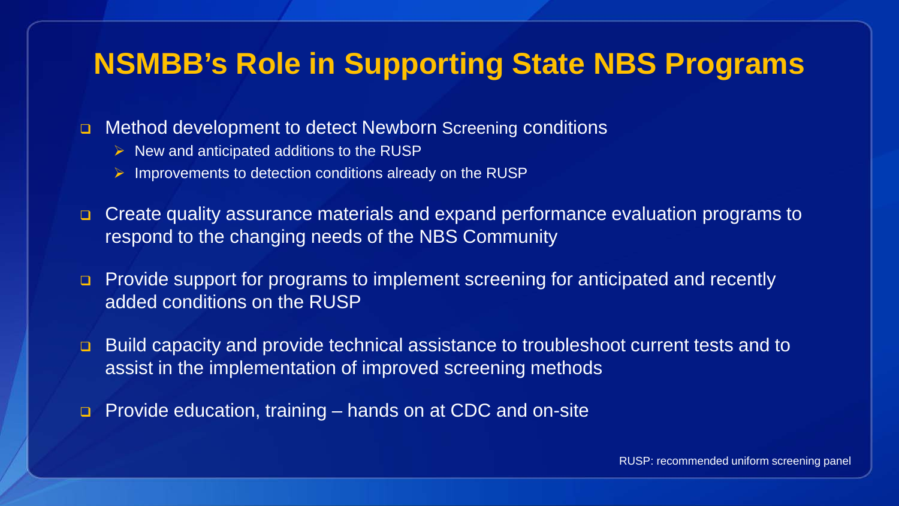# NSMBB's Role in Supporting State NBS Programs

- Method development to detect Newborn Screening conditions
  - New and anticipated additions to the RUSP
  - Improvements to detection conditions already on the RUSP
- Create quality assurance materials and expand performance evaluation programs to respond to the changing needs of the NBS Community
- Provide support for programs to implement screening for anticipated and recently added conditions on the RUSP
- Build capacity and provide technical assistance to troubleshoot current tests and to assist in the implementation of improved screening methods
- Provide education, training – hands on at CDC and on-site

RUSP: recommended uniform screening panel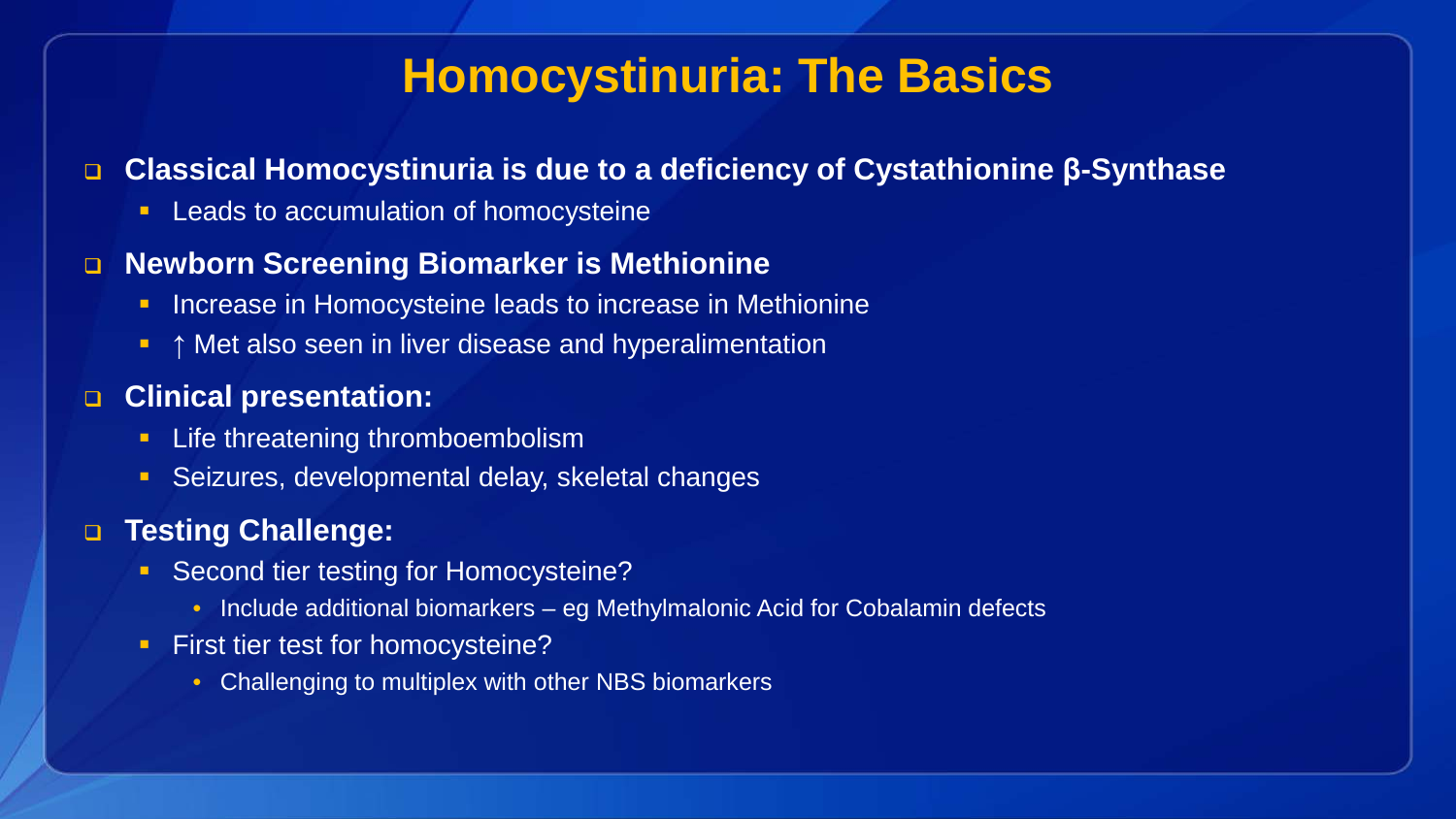# Homocystinuria: The Basics

- **Classical Homocystinuria is due to a deficiency of Cystathionine β-Synthase**
  - Leads to accumulation of homocysteine
- **Newborn Screening Biomarker is Methionine**
  - Increase in Homocysteine leads to increase in Methionine
  - ↑ Met also seen in liver disease and hyperalimentation
- **Clinical presentation:**
  - Life threatening thromboembolism
  - Seizures, developmental delay, skeletal changes
- **Testing Challenge:**
  - Second tier testing for Homocysteine?
    - Include additional biomarkers – eg Methylmalonic Acid for Cobalamin defects
  - First tier test for homocysteine?
    - Challenging to multiplex with other NBS biomarkers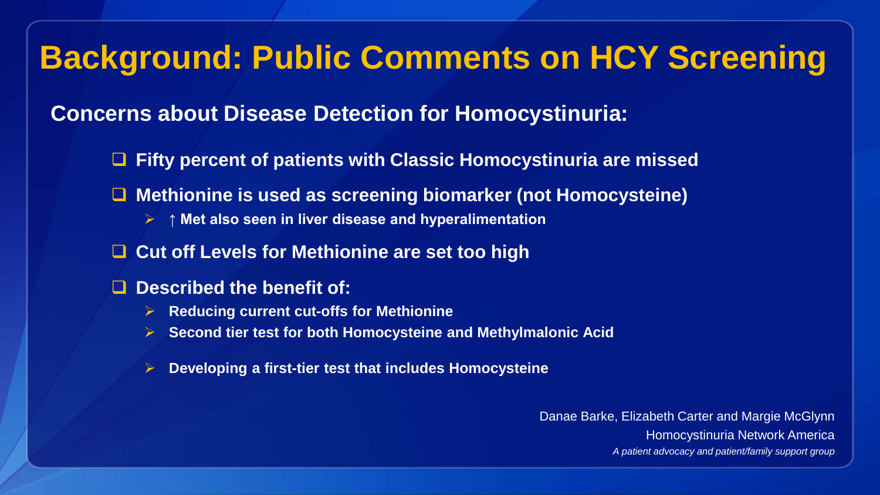# Background: Public Comments on HCY Screening

## Concerns about Disease Detection for Homocystinuria:

- **Fifty percent of patients with Classic Homocystinuria are missed**
- **Methionine is used as screening biomarker (not Homocysteine)**
  - **↑ Met also seen in liver disease and hyperalimentation**
- **Cut off Levels for Methionine are set too high**
- **Described the benefit of:**
  - **Reducing current cut-offs for Methionine**
  - **Second tier test for both Homocysteine and Methylmalonic Acid**
  - **Developing a first-tier test that includes Homocysteine**

Danae Barke, Elizabeth Carter and Margie McGlynn
Homocystinuria Network America
*A patient advocacy and patient/family support group*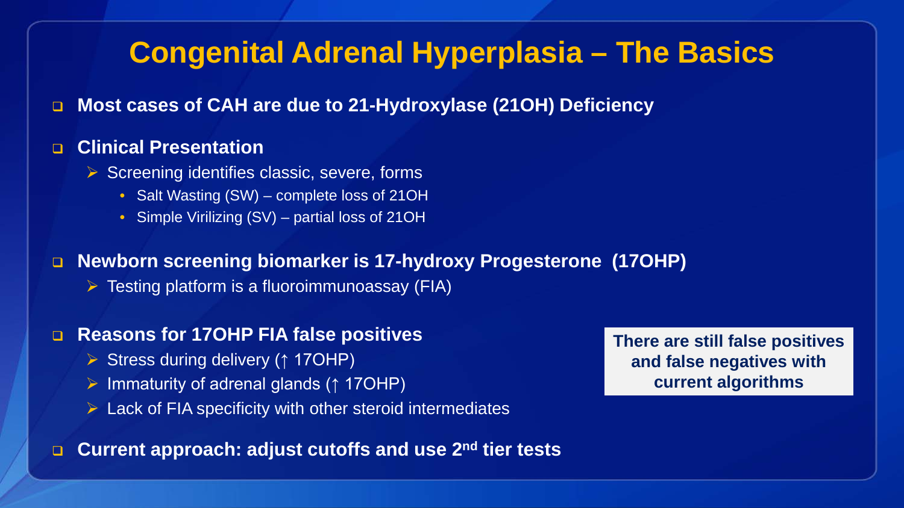# Congenital Adrenal Hyperplasia – The Basics

- **Most cases of CAH are due to 21-Hydroxylase (21OH) Deficiency**
- **Clinical Presentation**
  - Screening identifies classic, severe, forms
    - Salt Wasting (SW) – complete loss of 21OH
    - Simple Virilizing (SV) – partial loss of 21OH
- **Newborn screening biomarker is 17-hydroxy Progesterone (17OHP)**
  - Testing platform is a fluoroimmunoassay (FIA)
- **Reasons for 17OHP FIA false positives**
  - Stress during delivery (↑ 17OHP)
  - Immaturity of adrenal glands (↑ 17OHP)
  - Lack of FIA specificity with other steroid intermediates
- **Current approach: adjust cutoffs and use 2$^{nd}$ tier tests**

**There are still false positives and false negatives with current algorithms**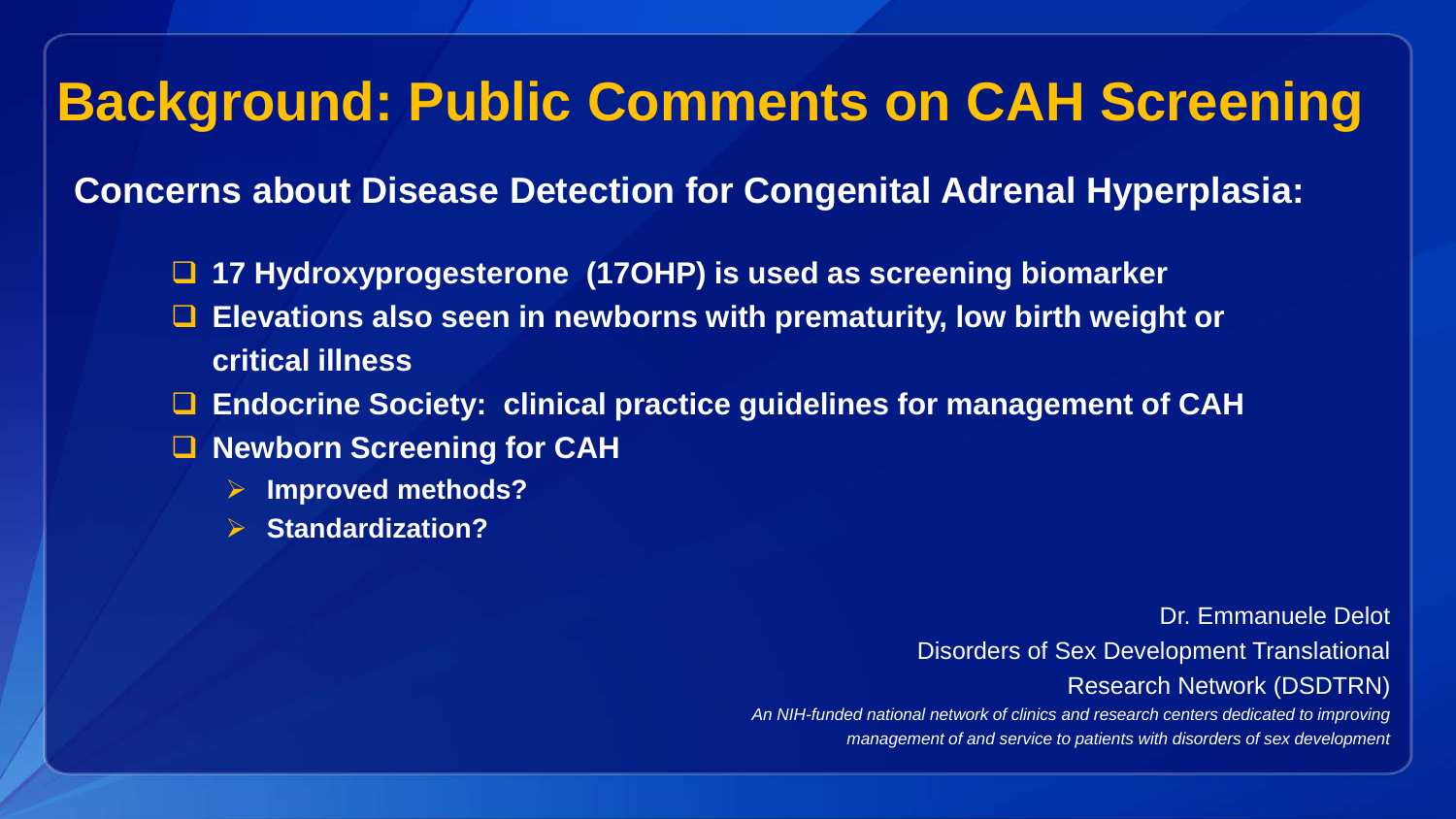# Background: Public Comments on CAH Screening

**Concerns about Disease Detection for Congenital Adrenal Hyperplasia:**

- **17 Hydroxyprogesterone (17OHP) is used as screening biomarker**
- **Elevations also seen in newborns with prematurity, low birth weight or critical illness**
- **Endocrine Society: clinical practice guidelines for management of CAH**
- **Newborn Screening for CAH**
  - **Improved methods?**
  - **Standardization?**

Dr. Emmanuele Delot
Disorders of Sex Development Translational Research Network (DSDTRN)
*An NIH-funded national network of clinics and research centers dedicated to improving management of and service to patients with disorders of sex development*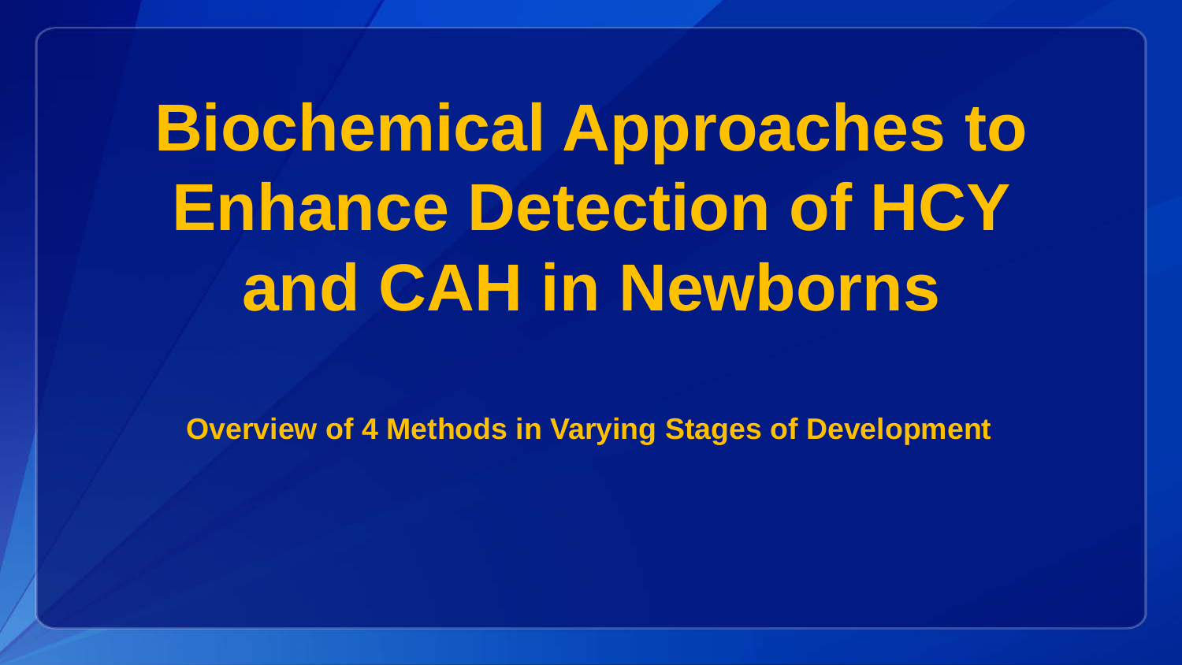# Biochemical Approaches to Enhance Detection of HCY and CAH in Newborns

**Overview of 4 Methods in Varying Stages of Development**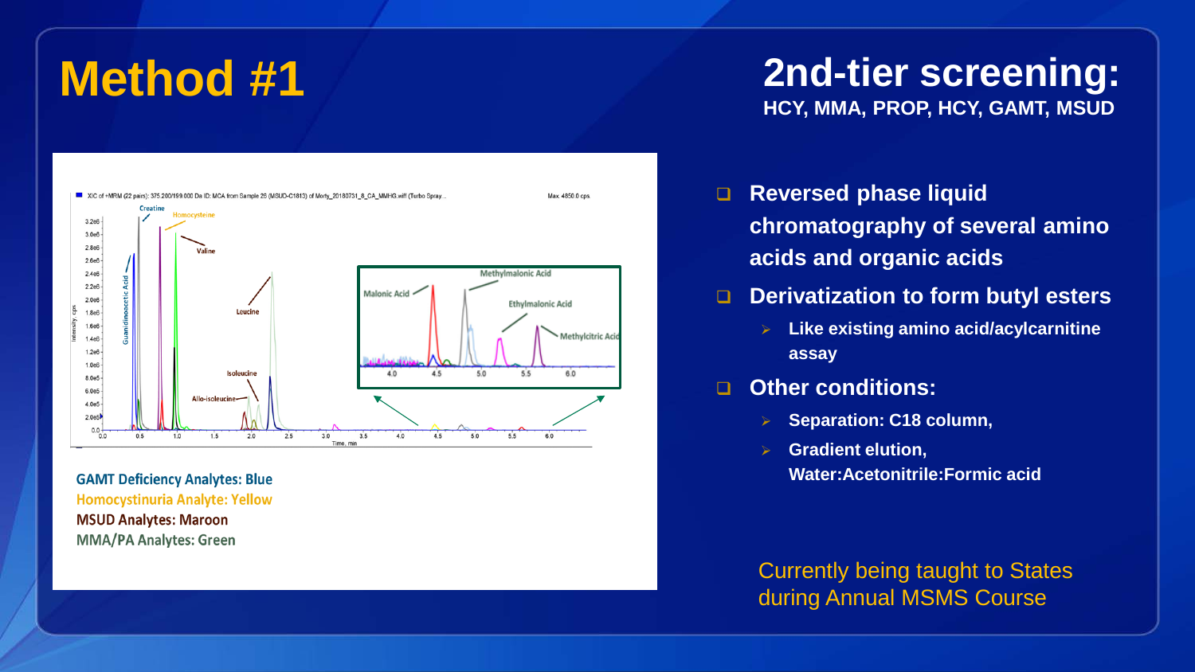# Method #1

## 2nd-tier screening:

**HCY, MMA, PROP, HCY, GAMT, MSUD**

GAMT Deficiency Analytes: Blue
Homocystinuria Analyte: Yellow
MSUD Analytes: Maroon
MMA/PA Analytes: Green

- **Reversed phase liquid chromatography of several amino acids and organic acids**
- **Derivatization to form butyl esters**
  - **Like existing amino acid/acylcarnitine assay**
- **Other conditions:**
  - **Separation: C18 column,**
  - **Gradient elution, Water:Acetonitrile:Formic acid**

Currently being taught to States during Annual MSMS Course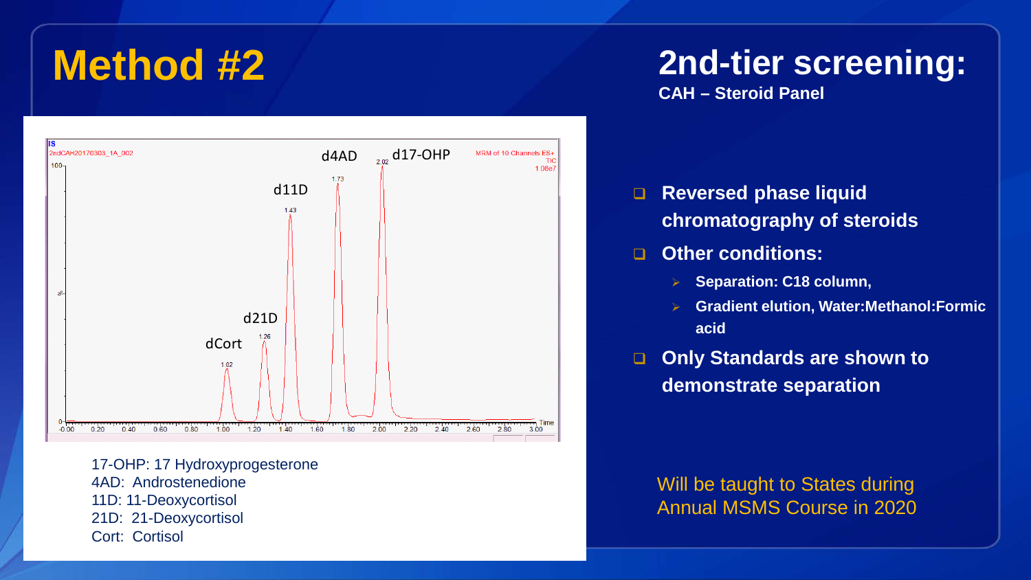# Method #2

## 2nd-tier screening:

**CAH – Steroid Panel**

17-OHP: 17 Hydroxyprogesterone
4AD: Androstenedione
11D: 11-Deoxycortisol
21D: 21-Deoxycortisol
Cort: Cortisol

- **Reversed phase liquid chromatography of steroids**
- **Other conditions:**
  - **Separation: C18 column,**
  - **Gradient elution, Water:Methanol:Formic acid**
- **Only Standards are shown to demonstrate separation**

Will be taught to States during Annual MSMS Course in 2020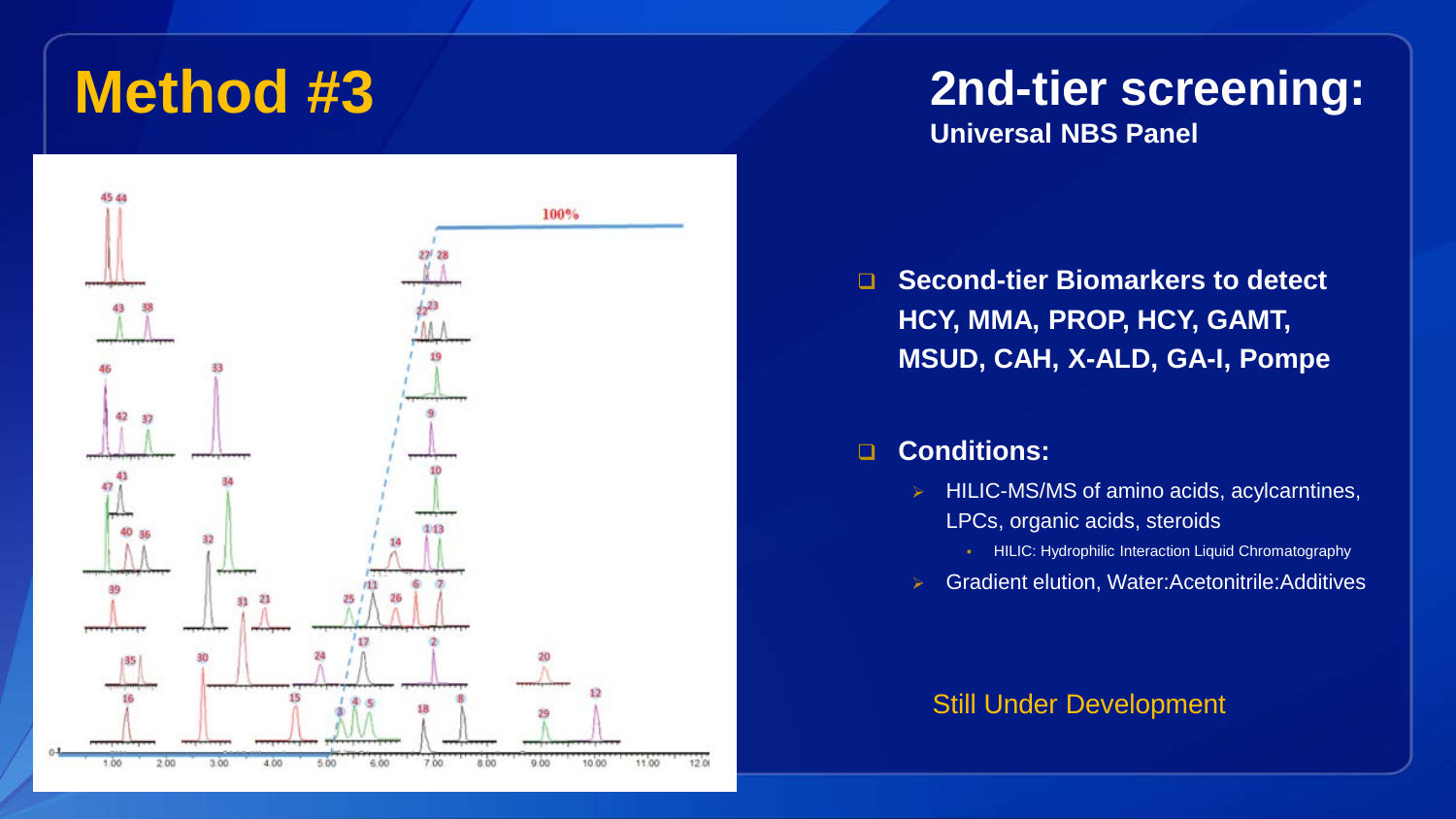# Method #3

## 2nd-tier screening:

**Universal NBS Panel**

- **Second-tier Biomarkers to detect HCY, MMA, PROP, HCY, GAMT, MSUD, CAH, X-ALD, GA-I, Pompe**

- **Conditions:**
  - HILIC-MS/MS of amino acids, acylcarntines, LPCs, organic acids, steroids
    - HILIC: Hydrophilic Interaction Liquid Chromatography
  - Gradient elution, Water:Acetonitrile:Additives

Still Under Development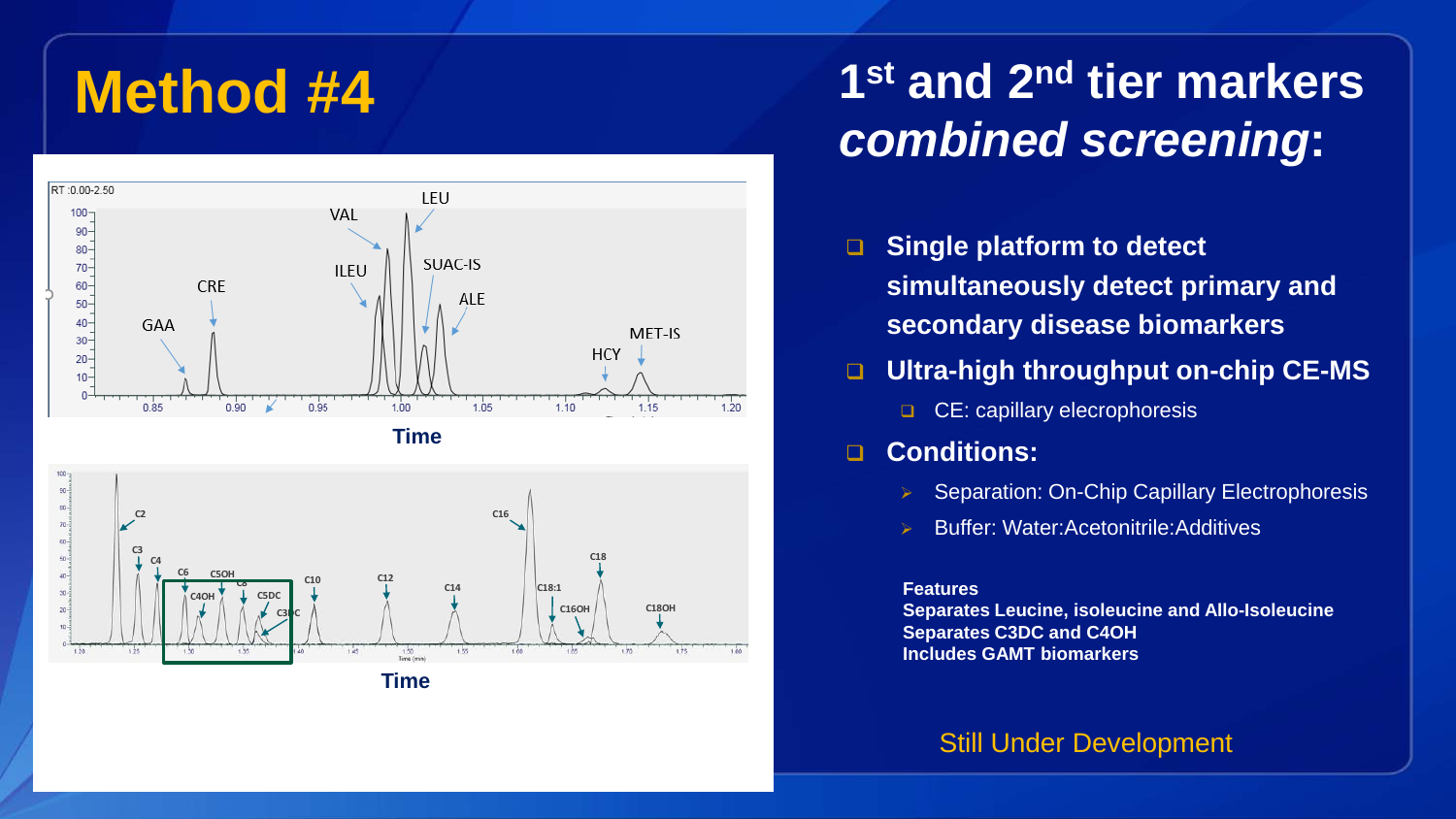# Method #4

## 1[st] and 2[nd] tier markers *combined screening*:

- **Single platform to detect simultaneously detect primary and secondary disease biomarkers**
- **Ultra-high throughput on-chip CE-MS**
  - CE: capillary electrophoresis
- **Conditions:**
  - Separation: On-Chip Capillary Electrophoresis
  - Buffer: Water:Acetonitrile:Additives

**Features**
**Separates Leucine, isoleucine and Allo-Isoleucine**
**Separates C3DC and C4OH**
**Includes GAMT biomarkers**

Still Under Development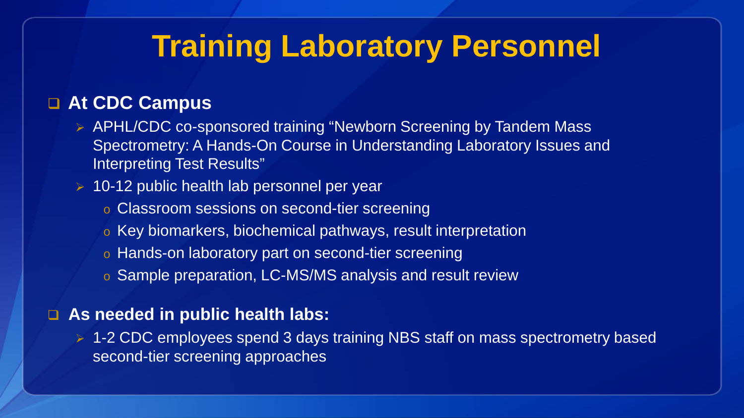# Training Laboratory Personnel

- **At CDC Campus**
  - APHL/CDC co-sponsored training "Newborn Screening by Tandem Mass Spectrometry: A Hands-On Course in Understanding Laboratory Issues and Interpreting Test Results"
  - 10-12 public health lab personnel per year
    - Classroom sessions on second-tier screening
    - Key biomarkers, biochemical pathways, result interpretation
    - Hands-on laboratory part on second-tier screening
    - Sample preparation, LC-MS/MS analysis and result review

- **As needed in public health labs:**
  - 1-2 CDC employees spend 3 days training NBS staff on mass spectrometry based second-tier screening approaches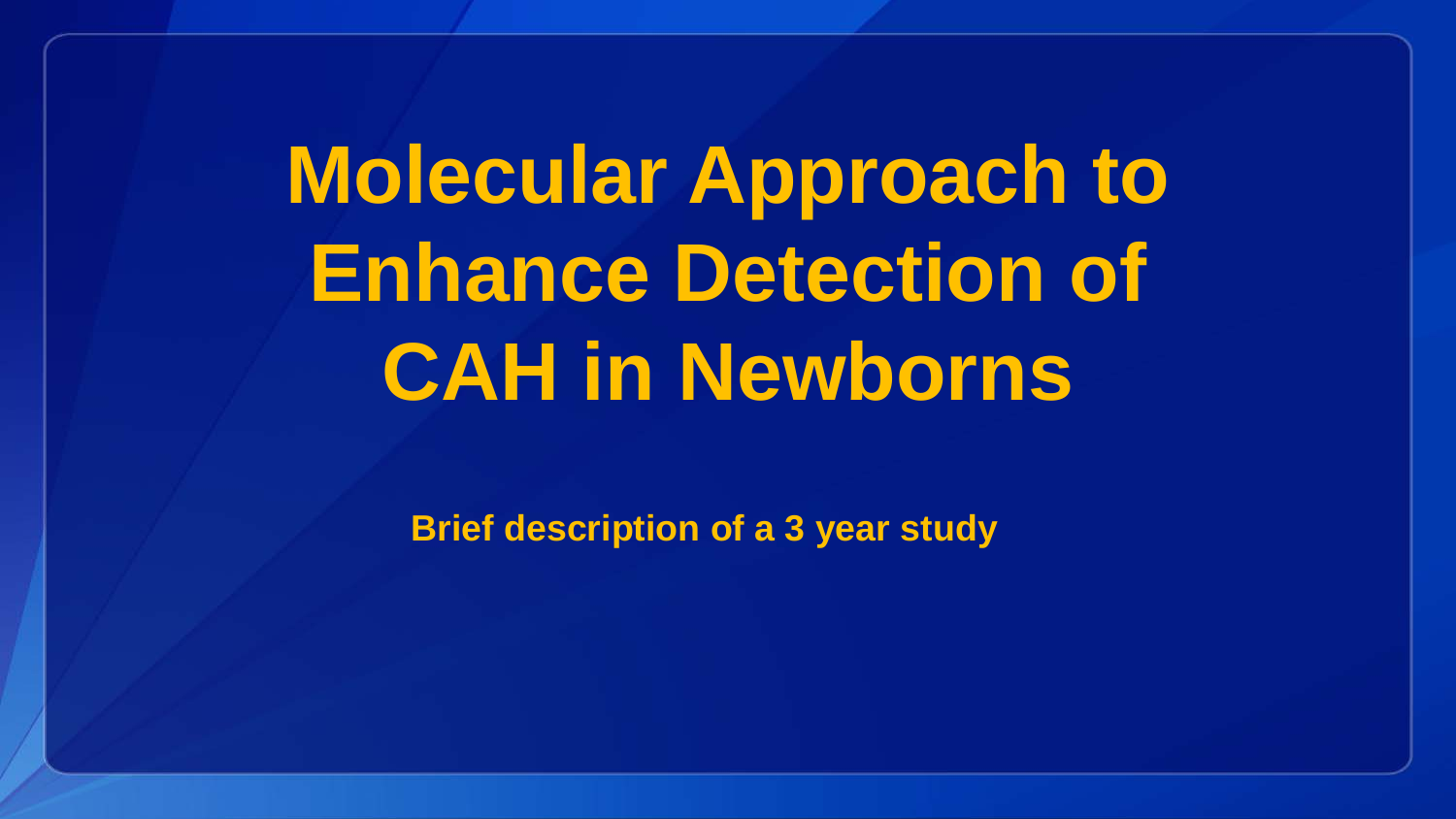# Molecular Approach to Enhance Detection of CAH in Newborns

**Brief description of a 3 year study**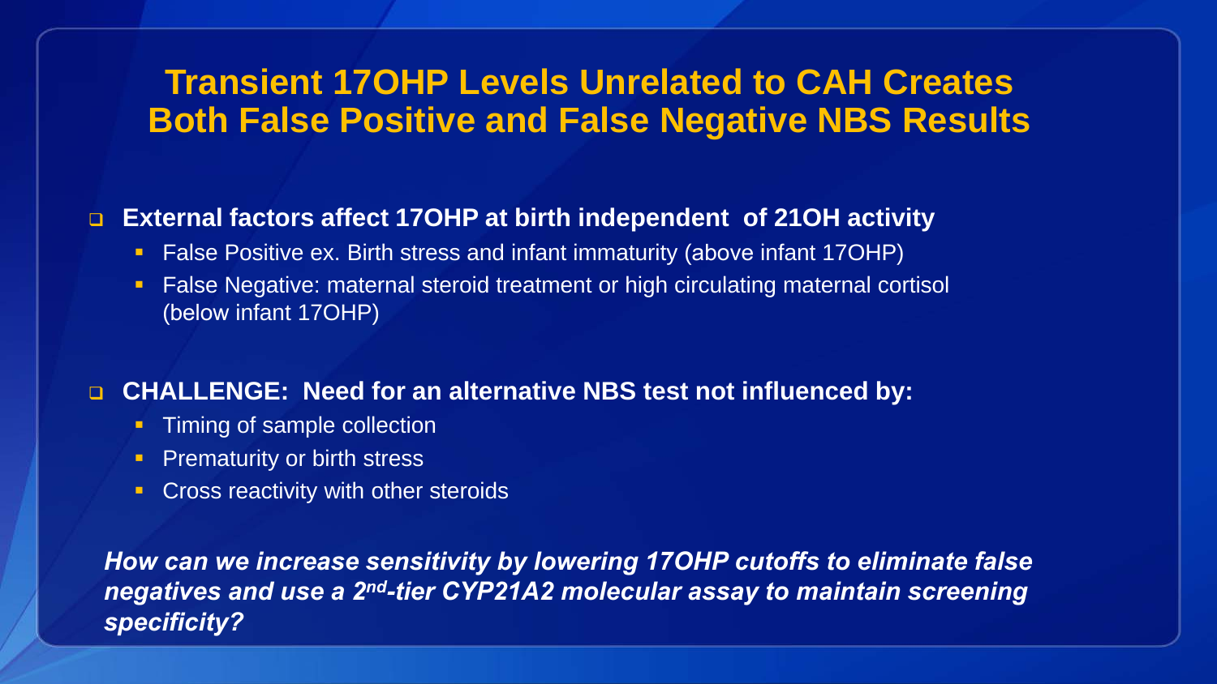# Transient 17OHP Levels Unrelated to CAH Creates Both False Positive and False Negative NBS Results

- **External factors affect 17OHP at birth independent of 21OH activity**
  - False Positive ex. Birth stress and infant immaturity (above infant 17OHP)
  - False Negative: maternal steroid treatment or high circulating maternal cortisol (below infant 17OHP)

- **CHALLENGE: Need for an alternative NBS test not influenced by:**
  - Timing of sample collection
  - Prematurity or birth stress
  - Cross reactivity with other steroids

***How can we increase sensitivity by lowering 17OHP cutoffs to eliminate false negatives and use a 2nd-tier CYP21A2 molecular assay to maintain screening specificity?***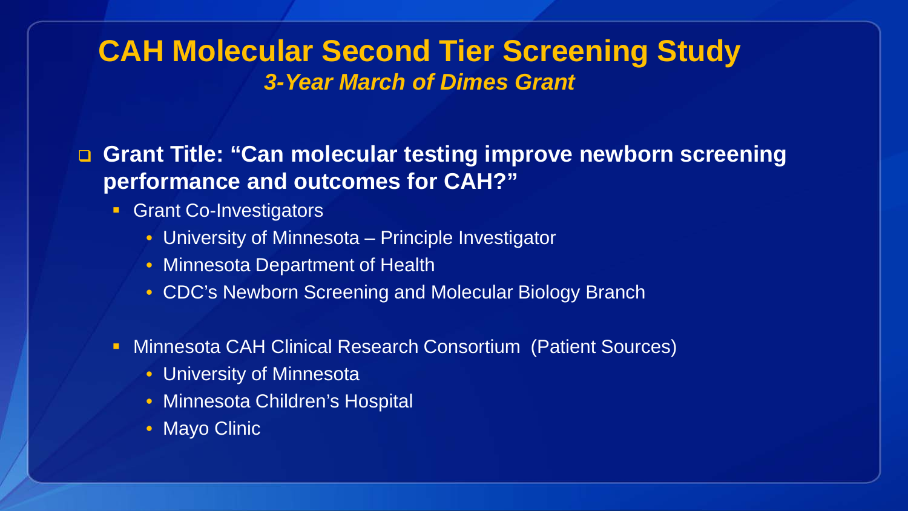# CAH Molecular Second Tier Screening Study

## *3-Year March of Dimes Grant*

- **Grant Title: "Can molecular testing improve newborn screening performance and outcomes for CAH?"**
  - Grant Co-Investigators
    - University of Minnesota – Principle Investigator
    - Minnesota Department of Health
    - CDC's Newborn Screening and Molecular Biology Branch
  - Minnesota CAH Clinical Research Consortium (Patient Sources)
    - University of Minnesota
    - Minnesota Children's Hospital
    - Mayo Clinic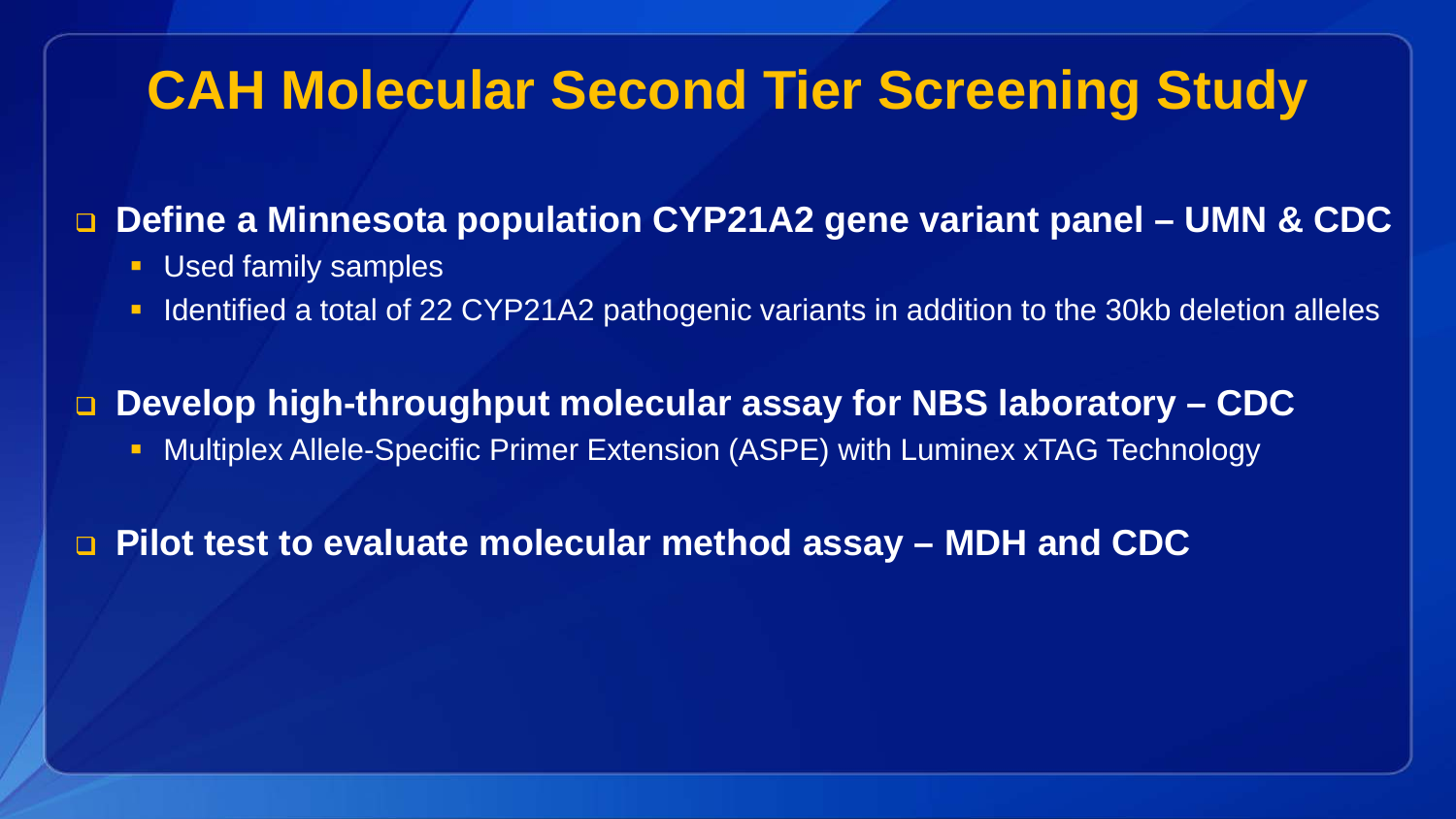# CAH Molecular Second Tier Screening Study

- **Define a Minnesota population CYP21A2 gene variant panel – UMN & CDC**
  - Used family samples
  - Identified a total of 22 CYP21A2 pathogenic variants in addition to the 30kb deletion alleles
- **Develop high-throughput molecular assay for NBS laboratory – CDC**
  - Multiplex Allele-Specific Primer Extension (ASPE) with Luminex xTAG Technology
- **Pilot test to evaluate molecular method assay – MDH and CDC**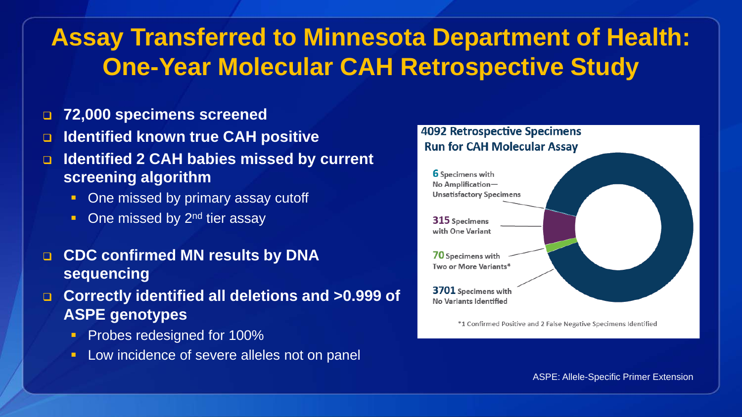# Assay Transferred to Minnesota Department of Health: One-Year Molecular CAH Retrospective Study

- **72,000 specimens screened**
- **Identified known true CAH positive**
- **Identified 2 CAH babies missed by current screening algorithm**
  - One missed by primary assay cutoff
  - One missed by 2nd tier assay
- **CDC confirmed MN results by DNA sequencing**
- **Correctly identified all deletions and >0.999 of ASPE genotypes**
  - Probes redesigned for 100%
  - Low incidence of severe alleles not on panel

**4092 Retrospective Specimens Run for CAH Molecular Assay**

- **6** Specimens with No Amplification—Unsatisfactory Specimens
- **315** Specimens with One Variant
- **70** Specimens with Two or More Variants*
- **3701** Specimens with No Variants Identified

*1 Confirmed Positive and 2 False Negative Specimens Identified

ASPE: Allele-Specific Primer Extension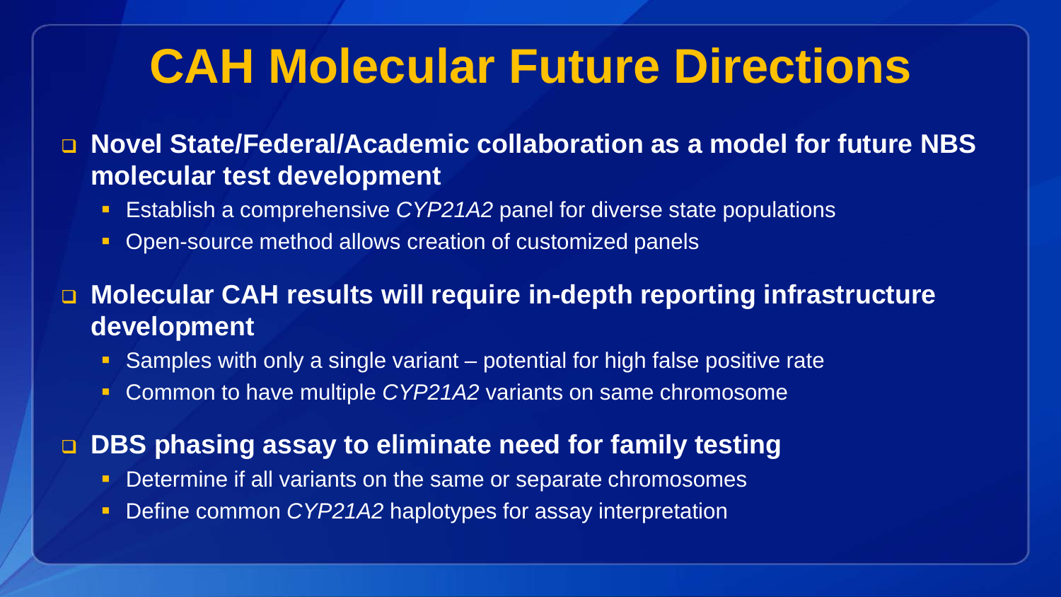# CAH Molecular Future Directions

- **Novel State/Federal/Academic collaboration as a model for future NBS molecular test development**
  - Establish a comprehensive *CYP21A2* panel for diverse state populations
  - Open-source method allows creation of customized panels
- **Molecular CAH results will require in-depth reporting infrastructure development**
  - Samples with only a single variant – potential for high false positive rate
  - Common to have multiple *CYP21A2* variants on same chromosome
- **DBS phasing assay to eliminate need for family testing**
  - Determine if all variants on the same or separate chromosomes
  - Define common *CYP21A2* haplotypes for assay interpretation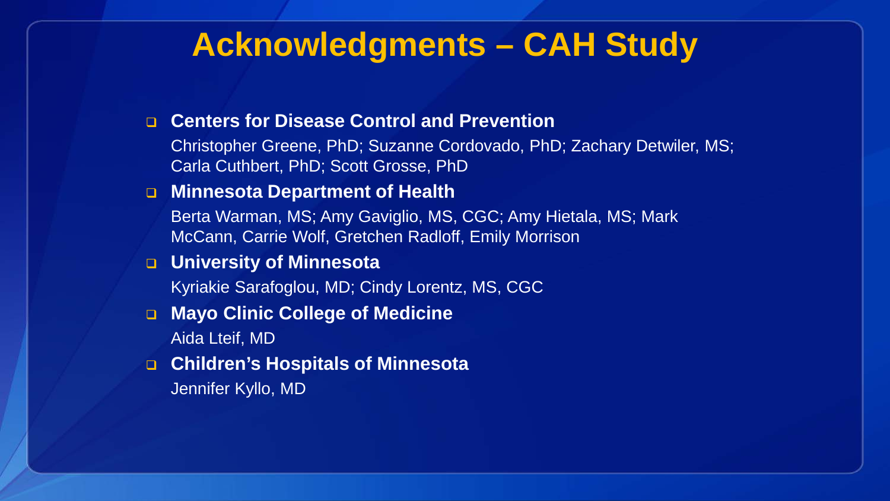# Acknowledgments – CAH Study

- **Centers for Disease Control and Prevention**

  Christopher Greene, PhD; Suzanne Cordovado, PhD; Zachary Detwiler, MS; Carla Cuthbert, PhD; Scott Grosse, PhD

- **Minnesota Department of Health**

  Berta Warman, MS; Amy Gaviglio, MS, CGC; Amy Hietala, MS; Mark McCann, Carrie Wolf, Gretchen Radloff, Emily Morrison

- **University of Minnesota**

  Kyriakie Sarafoglou, MD; Cindy Lorentz, MS, CGC

- **Mayo Clinic College of Medicine**

  Aida Lteif, MD

- **Children's Hospitals of Minnesota**

  Jennifer Kyllo, MD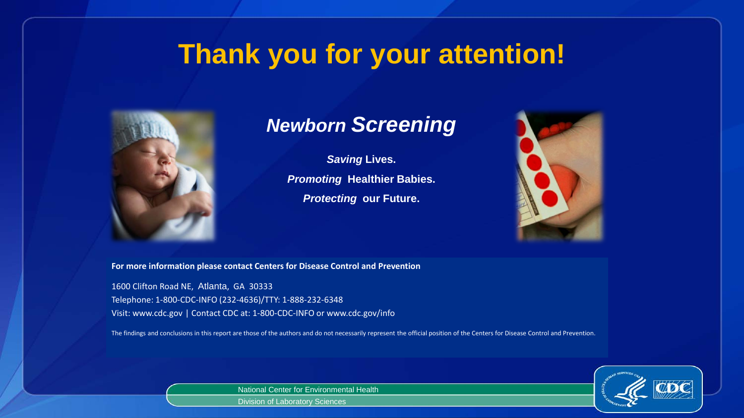# Thank you for your attention!

## *Newborn Screening*

***Saving*** **Lives.**

***Promoting*** **Healthier Babies.**

***Protecting*** **our Future.**

**For more information please contact Centers for Disease Control and Prevention**

1600 Clifton Road NE, Atlanta, GA 30333
Telephone: 1-800-CDC-INFO (232-4636)/TTY: 1-888-232-6348
Visit: www.cdc.gov | Contact CDC at: 1-800-CDC-INFO or www.cdc.gov/info

The findings and conclusions in this report are those of the authors and do not necessarily represent the official position of the Centers for Disease Control and Prevention.

National Center for Environmental Health
Division of Laboratory Sciences